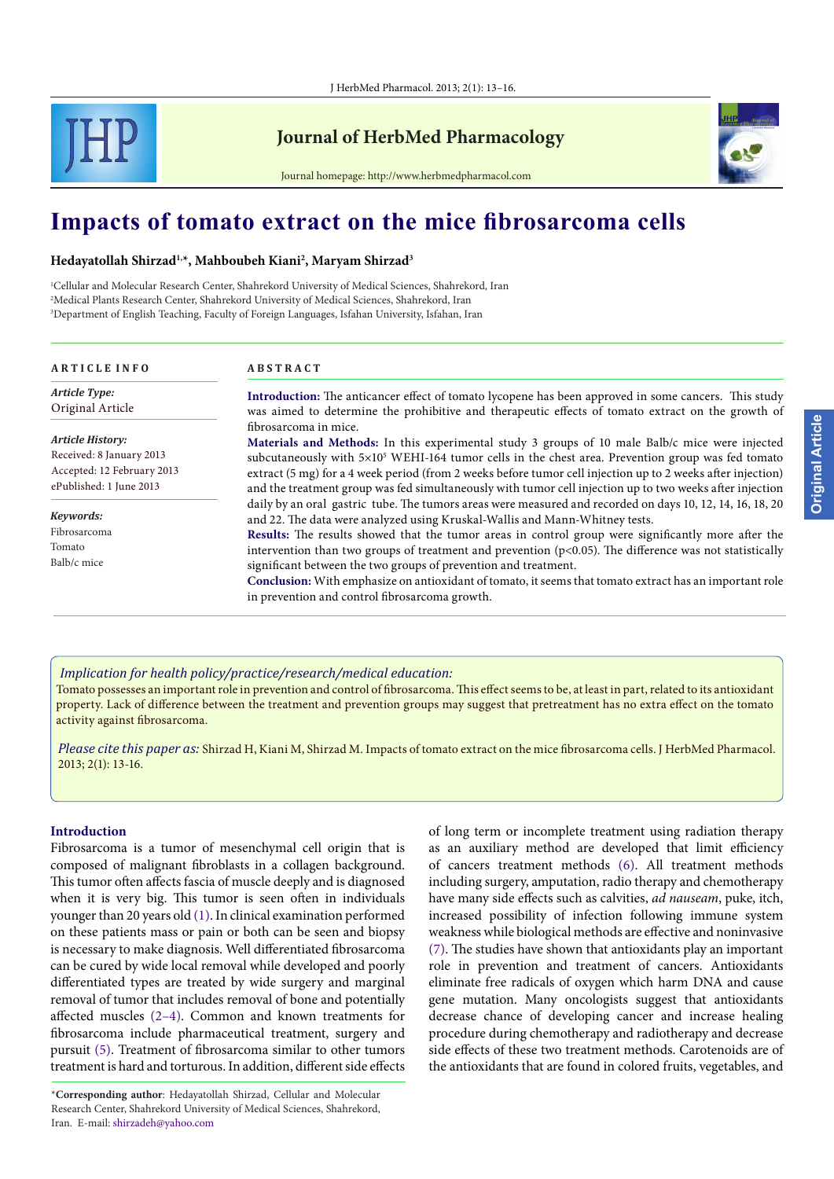# Impacts of tomato extract on the mice fibrosarcoma cells

**Hedayatollah Shirzad[1,*], Mahboubeh Kiani[2], Maryam Shirzad[3]**

[1]Cellular and Molecular Research Center, Shahrekord University of Medical Sciences, Shahrekord, Iran
[2]Medical Plants Research Center, Shahrekord University of Medical Sciences, Shahrekord, Iran
[3]Department of English Teaching, Faculty of Foreign Languages, Isfahan University, Isfahan, Iran

## ARTICLE INFO

*Article Type:*
Original Article

*Article History:*
Received: 8 January 2013
Accepted: 12 February 2013
ePublished: 1 June 2013

*Keywords:*
Fibrosarcoma
Tomato
Balb/c mice

## ABSTRACT

**Introduction:** The anticancer effect of tomato lycopene has been approved in some cancers. This study was aimed to determine the prohibitive and therapeutic effects of tomato extract on the growth of fibrosarcoma in mice.

**Materials and Methods:** In this experimental study 3 groups of 10 male Balb/c mice were injected subcutaneously with $5 \times 10^5$ WEHI-164 tumor cells in the chest area. Prevention group was fed tomato extract (5 mg) for a 4 week period (from 2 weeks before tumor cell injection up to 2 weeks after injection) and the treatment group was fed simultaneously with tumor cell injection up to two weeks after injection daily by an oral gastric tube. The tumors areas were measured and recorded on days 10, 12, 14, 16, 18, 20 and 22. The data were analyzed using Kruskal-Wallis and Mann-Whitney tests.

**Results:** The results showed that the tumor areas in control group were significantly more after the intervention than two groups of treatment and prevention ($p<0.05$). The difference was not statistically significant between the two groups of prevention and treatment.

**Conclusion:** With emphasize on antioxidant of tomato, it seems that tomato extract has an important role in prevention and control fibrosarcoma growth.

*Implication for health policy/practice/research/medical education:*
Tomato possesses an important role in prevention and control of fibrosarcoma. This effect seems to be, at least in part, related to its antioxidant property. Lack of difference between the treatment and prevention groups may suggest that pretreatment has no extra effect on the tomato activity against fibrosarcoma.

*Please cite this paper as:* Shirzad H, Kiani M, Shirzad M. Impacts of tomato extract on the mice fibrosarcoma cells. J HerbMed Pharmacol. 2013; 2(1): 13-16.

## Introduction

Fibrosarcoma is a tumor of mesenchymal cell origin that is composed of malignant fibroblasts in a collagen background. This tumor often affects fascia of muscle deeply and is diagnosed when it is very big. This tumor is seen often in individuals younger than 20 years old (1). In clinical examination performed on these patients mass or pain or both can be seen and biopsy is necessary to make diagnosis. Well differentiated fibrosarcoma can be cured by wide local removal while developed and poorly differentiated types are treated by wide surgery and marginal removal of tumor that includes removal of bone and potentially affected muscles (2–4). Common and known treatments for fibrosarcoma include pharmaceutical treatment, surgery and pursuit (5). Treatment of fibrosarcoma similar to other tumors treatment is hard and torturous. In addition, different side effects of long term or incomplete treatment using radiation therapy as an auxiliary method are developed that limit efficiency of cancers treatment methods (6). All treatment methods including surgery, amputation, radio therapy and chemotherapy have many side effects such as calvities, *ad nauseam*, puke, itch, increased possibility of infection following immune system weakness while biological methods are effective and noninvasive (7). The studies have shown that antioxidants play an important role in prevention and treatment of cancers. Antioxidants eliminate free radicals of oxygen which harm DNA and cause gene mutation. Many oncologists suggest that antioxidants decrease chance of developing cancer and increase healing procedure during chemotherapy and radiotherapy and decrease side effects of these two treatment methods. Carotenoids are of the antioxidants that are found in colored fruits, vegetables, and

*Corresponding author: Hedayatollah Shirzad, Cellular and Molecular Research Center, Shahrekord University of Medical Sciences, Shahrekord, Iran. E-mail: shirzadeh@yahoo.com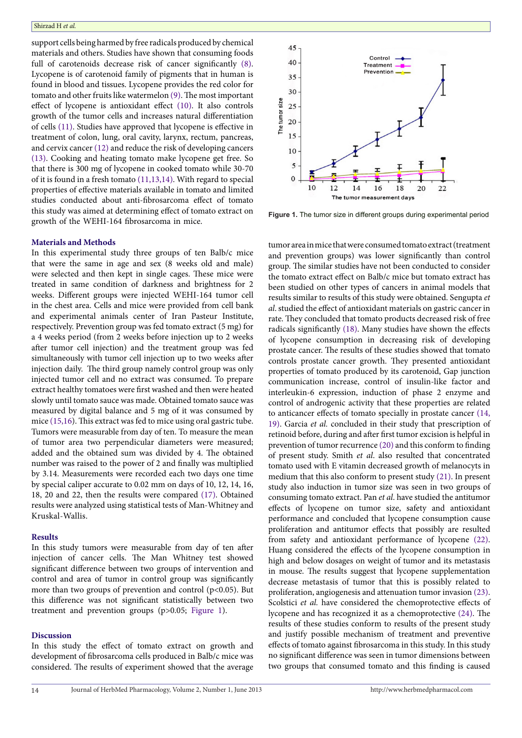support cells being harmed by free radicals produced by chemical materials and others. Studies have shown that consuming foods full of carotenoids decrease risk of cancer significantly (8). Lycopene is of carotenoid family of pigments that in human is found in blood and tissues. Lycopene provides the red color for tomato and other fruits like watermelon (9). The most important effect of lycopene is antioxidant effect (10). It also controls growth of the tumor cells and increases natural differentiation of cells (11). Studies have approved that lycopene is effective in treatment of colon, lung, oral cavity, larynx, rectum, pancreas, and cervix cancer (12) and reduce the risk of developing cancers (13). Cooking and heating tomato make lycopene get free. So that there is 300 mg of lycopene in cooked tomato while 30-70 of it is found in a fresh tomato (11,13,14). With regard to special properties of effective materials available in tomato and limited studies conducted about anti-fibrosarcoma effect of tomato this study was aimed at determining effect of tomato extract on growth of the WEHI-164 fibrosarcoma in mice.

## Materials and Methods

In this experimental study three groups of ten Balb/c mice that were the same in age and sex (8 weeks old and male) were selected and then kept in single cages. These mice were treated in same condition of darkness and brightness for 2 weeks. Different groups were injected WEHI-164 tumor cell in the chest area. Cells and mice were provided from cell bank and experimental animals center of Iran Pasteur Institute, respectively. Prevention group was fed tomato extract (5 mg) for a 4 weeks period (from 2 weeks before injection up to 2 weeks after tumor cell injection) and the treatment group was fed simultaneously with tumor cell injection up to two weeks after injection daily. The third group namely control group was only injected tumor cell and no extract was consumed. To prepare extract healthy tomatoes were first washed and then were heated slowly until tomato sauce was made. Obtained tomato sauce was measured by digital balance and 5 mg of it was consumed by mice (15,16). This extract was fed to mice using oral gastric tube. Tumors were measurable from day of ten. To measure the mean of tumor area two perpendicular diameters were measured; added and the obtained sum was divided by 4. The obtained number was raised to the power of 2 and finally was multiplied by 3.14. Measurements were recorded each two days one time by special caliper accurate to 0.02 mm on days of 10, 12, 14, 16, 18, 20 and 22, then the results were compared (17). Obtained results were analyzed using statistical tests of Man-Whitney and Kruskal-Wallis.

## Results

In this study tumors were measurable from day of ten after injection of cancer cells. The Man Whitney test showed significant difference between two groups of intervention and control and area of tumor in control group was significantly more than two groups of prevention and control ($p<0.05$). But this difference was not significant statistically between two treatment and prevention groups ($p>0.05$; Figure 1).

**Figure 1.** The tumor size in different groups during experimental period

## Discussion

In this study the effect of tomato extract on growth and development of fibrosarcoma cells produced in Balb/c mice was considered. The results of experiment showed that the average tumor area in mice that were consumed tomato extract (treatment and prevention groups) was lower significantly than control group. The similar studies have not been conducted to consider the tomato extract effect on Balb/c mice but tomato extract has been studied on other types of cancers in animal models that results similar to results of this study were obtained. Sengupta *et al*. studied the effect of antioxidant materials on gastric cancer in rate. They concluded that tomato products decreased risk of free radicals significantly (18). Many studies have shown the effects of lycopene consumption in decreasing risk of developing prostate cancer. The results of these studies showed that tomato controls prostate cancer growth. They presented antioxidant properties of tomato produced by its carotenoid, Gap junction communication increase, control of insulin-like factor and interleukin-6 expression, induction of phase 2 enzyme and control of androgenic activity that these properties are related to anticancer effects of tomato specially in prostate cancer (14, 19). Garcia *et al.* concluded in their study that prescription of retinoid before, during and after first tumor excision is helpful in prevention of tumor recurrence (20) and this conform to finding of present study. Smith *et al*. also resulted that concentrated tomato used with E vitamin decreased growth of melanocyts in medium that this also conform to present study (21). In present study also induction in tumor size was seen in two groups of consuming tomato extract. Pan *et al*. have studied the antitumor effects of lycopene on tumor size, safety and antioxidant performance and concluded that lycopene consumption cause proliferation and antitumor effects that possibly are resulted from safety and antioxidant performance of lycopene (22). Huang considered the effects of the lycopene consumption in high and below dosages on weight of tumor and its metastasis in mouse. The results suggest that lycopene supplementation decrease metastasis of tumor that this is possibly related to proliferation, angiogenesis and attenuation tumor invasion (23). Scolstici *et al.* have considered the chemoprotective effects of lycopene and has recognized it as a chemoprotective (24). The results of these studies conform to results of the present study and justify possible mechanism of treatment and preventive effects of tomato against fibrosarcoma in this study. In this study no significant difference was seen in tumor dimensions between two groups that consumed tomato and this finding is caused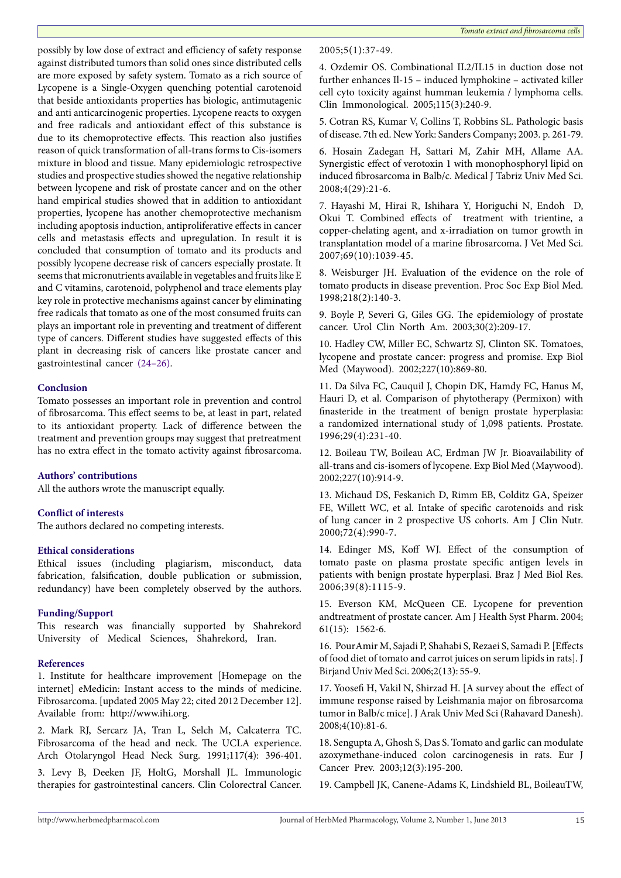possibly by low dose of extract and efficiency of safety response against distributed tumors than solid ones since distributed cells are more exposed by safety system. Tomato as a rich source of Lycopene is a Single-Oxygen quenching potential carotenoid that beside antioxidants properties has biologic, antimutagenic and anti anticarcinogenic properties. Lycopene reacts to oxygen and free radicals and antioxidant effect of this substance is due to its chemoprotective effects. This reaction also justifies reason of quick transformation of all-trans forms to Cis-isomers mixture in blood and tissue. Many epidemiologic retrospective studies and prospective studies showed the negative relationship between lycopene and risk of prostate cancer and on the other hand empirical studies showed that in addition to antioxidant properties, lycopene has another chemoprotective mechanism including apoptosis induction, antiproliferative effects in cancer cells and metastasis effects and upregulation. In result it is concluded that consumption of tomato and its products and possibly lycopene decrease risk of cancers especially prostate. It seems that micronutrients available in vegetables and fruits like E and C vitamins, carotenoid, polyphenol and trace elements play key role in protective mechanisms against cancer by eliminating free radicals that tomato as one of the most consumed fruits can plays an important role in preventing and treatment of different type of cancers. Different studies have suggested effects of this plant in decreasing risk of cancers like prostate cancer and gastrointestinal cancer (24–26).

## Conclusion

Tomato possesses an important role in prevention and control of fibrosarcoma. This effect seems to be, at least in part, related to its antioxidant property. Lack of difference between the treatment and prevention groups may suggest that pretreatment has no extra effect in the tomato activity against fibrosarcoma.

## Authors' contributions

All the authors wrote the manuscript equally.

## Conflict of interests

The authors declared no competing interests.

## Ethical considerations

Ethical issues (including plagiarism, misconduct, data fabrication, falsification, double publication or submission, redundancy) have been completely observed by the authors.

## Funding/Support

This research was financially supported by Shahrekord University of Medical Sciences, Shahrekord, Iran.

## References

1. Institute for healthcare improvement [Homepage on the internet] eMedicin: Instant access to the minds of medicine. Fibrosarcoma. [updated 2005 May 22; cited 2012 December 12]. Available from: http://www.ihi.org.

2. Mark RJ, Sercarz JA, Tran L, Selch M, Calcaterra TC. Fibrosarcoma of the head and neck. The UCLA experience. Arch Otolaryngol Head Neck Surg. 1991;117(4): 396-401.

3. Levy B, Deeken JF, HoltG, Morshall JL. Immunologic therapies for gastrointestinal cancers. Clin Colorectral Cancer. 2005;5(1):37-49.

4. Ozdemir OS. Combinational IL2/IL15 in duction dose not further enhances Il-15 – induced lymphokine – activated killer cell cyto toxicity against humman leukemia / lymphoma cells. Clin Immonological. 2005;115(3):240-9.

5. Cotran RS, Kumar V, Collins T, Robbins SL. Pathologic basis of disease. 7th ed. New York: Sanders Company; 2003. p. 261-79.

6. Hosain Zadegan H, Sattari M, Zahir MH, Allame AA. Synergistic effect of verotoxin 1 with monophosphoryl lipid on induced fibrosarcoma in Balb/c. Medical J Tabriz Univ Med Sci. 2008;4(29):21-6.

7. Hayashi M, Hirai R, Ishihara Y, Horiguchi N, Endoh D, Okui T. Combined effects of treatment with trientine, a copper-chelating agent, and x-irradiation on tumor growth in transplantation model of a marine fibrosarcoma. J Vet Med Sci. 2007;69(10):1039-45.

8. Weisburger JH. Evaluation of the evidence on the role of tomato products in disease prevention. Proc Soc Exp Biol Med. 1998;218(2):140-3.

9. Boyle P, Severi G, Giles GG. The epidemiology of prostate cancer. Urol Clin North Am. 2003;30(2):209-17.

10. Hadley CW, Miller EC, Schwartz SJ, Clinton SK. Tomatoes, lycopene and prostate cancer: progress and promise. Exp Biol Med (Maywood). 2002;227(10):869-80.

11. Da Silva FC, Cauquil J, Chopin DK, Hamdy FC, Hanus M, Hauri D, et al. Comparison of phytotherapy (Permixon) with finasteride in the treatment of benign prostate hyperplasia: a randomized international study of 1,098 patients. Prostate. 1996;29(4):231-40.

12. Boileau TW, Boileau AC, Erdman JW Jr. Bioavailability of all-trans and cis-isomers of lycopene. Exp Biol Med (Maywood). 2002;227(10):914-9.

13. Michaud DS, Feskanich D, Rimm EB, Colditz GA, Speizer FE, Willett WC, et al. Intake of specific carotenoids and risk of lung cancer in 2 prospective US cohorts. Am J Clin Nutr. 2000;72(4):990-7.

14. Edinger MS, Koff WJ. Effect of the consumption of tomato paste on plasma prostate specific antigen levels in patients with benign prostate hyperplasi. Braz J Med Biol Res. 2006;39(8):1115-9.

15. Everson KM, McQueen CE. Lycopene for prevention andtreatment of prostate cancer. Am J Health Syst Pharm. 2004; 61(15): 1562-6.

16. PourAmir M, Sajadi P, Shahabi S, Rezaei S, Samadi P. [Effects of food diet of tomato and carrot juices on serum lipids in rats]. J Birjand Univ Med Sci. 2006;2(13): 55-9.

17. Yoosefi H, Vakil N, Shirzad H. [A survey about the effect of immune response raised by Leishmania major on fibrosarcoma tumor in Balb/c mice]. J Arak Univ Med Sci (Rahavard Danesh). 2008;4(10):81-6.

18. Sengupta A, Ghosh S, Das S. Tomato and garlic can modulate azoxymethane-induced colon carcinogenesis in rats. Eur J Cancer Prev. 2003;12(3):195-200.

19. Campbell JK, Canene-Adams K, Lindshield BL, BoileauTW,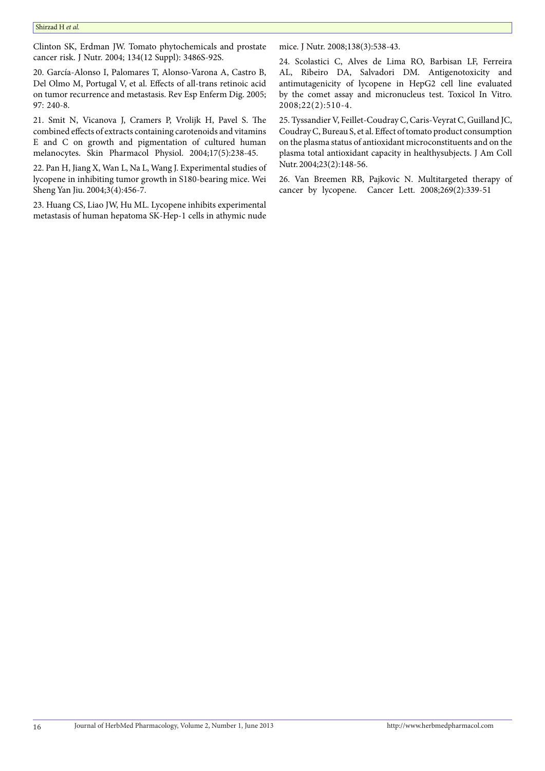Clinton SK, Erdman JW. Tomato phytochemicals and prostate cancer risk. J Nutr. 2004; 134(12 Suppl): 3486S-92S.

20. García-Alonso I, Palomares T, Alonso-Varona A, Castro B, Del Olmo M, Portugal V, et al. Effects of all-trans retinoic acid on tumor recurrence and metastasis. Rev Esp Enferm Dig. 2005; 97: 240-8.

21. Smit N, Vicanova J, Cramers P, Vrolijk H, Pavel S. The combined effects of extracts containing carotenoids and vitamins E and C on growth and pigmentation of cultured human melanocytes. Skin Pharmacol Physiol. 2004;17(5):238-45.

22. Pan H, Jiang X, Wan L, Na L, Wang J. Experimental studies of lycopene in inhibiting tumor growth in S180-bearing mice. Wei Sheng Yan Jiu. 2004;3(4):456-7.

23. Huang CS, Liao JW, Hu ML. Lycopene inhibits experimental metastasis of human hepatoma SK-Hep-1 cells in athymic nude mice. J Nutr. 2008;138(3):538-43.

24. Scolastici C, Alves de Lima RO, Barbisan LF, Ferreira AL, Ribeiro DA, Salvadori DM. Antigenotoxicity and antimutagenicity of lycopene in HepG2 cell line evaluated by the comet assay and micronucleus test. Toxicol In Vitro. 2008;22(2):510-4.

25. Tyssandier V, Feillet-Coudray C, Caris-Veyrat C, Guilland JC, Coudray C, Bureau S, et al. Effect of tomato product consumption on the plasma status of antioxidant microconstituents and on the plasma total antioxidant capacity in healthysubjects. J Am Coll Nutr. 2004;23(2):148-56.

26. Van Breemen RB, Pajkovic N. Multitargeted therapy of cancer by lycopene. Cancer Lett. 2008;269(2):339-51